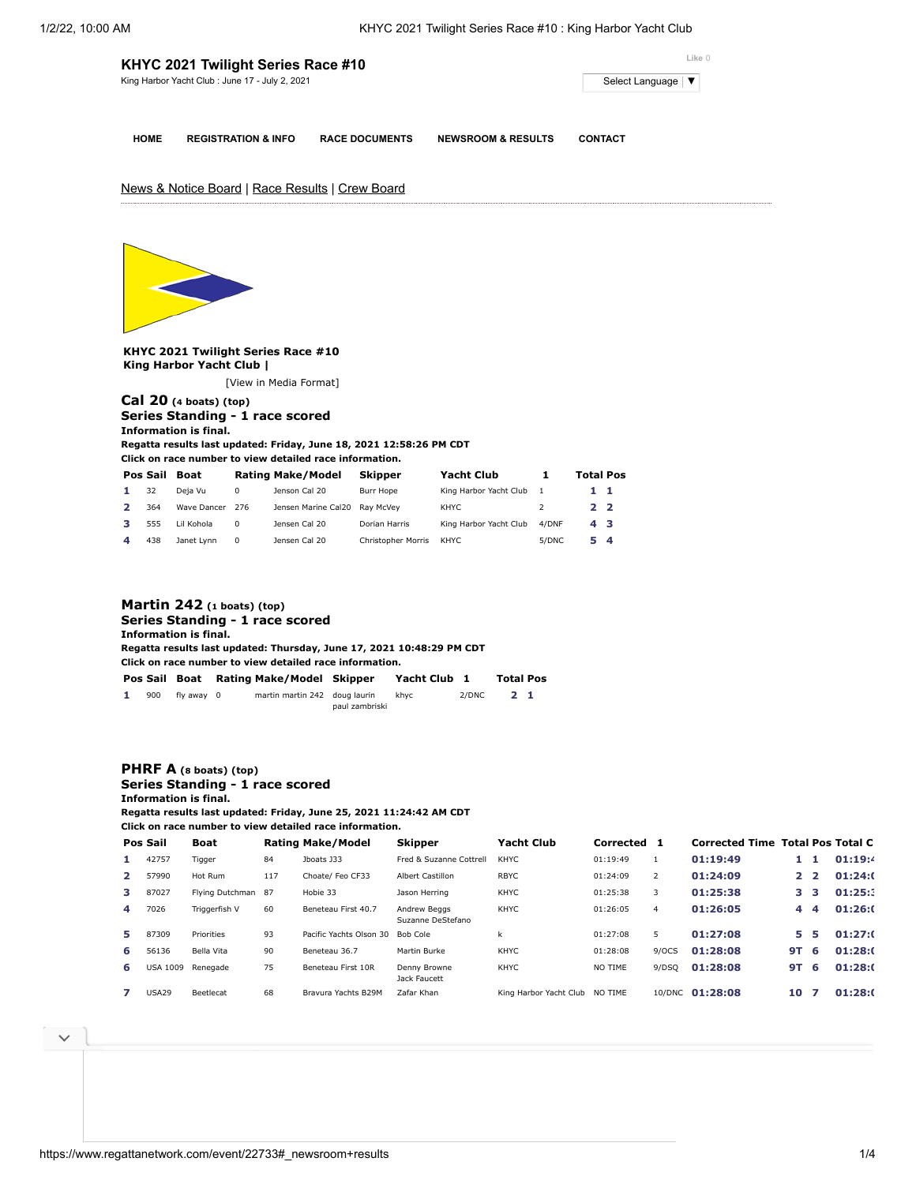## KHYC 2021 Twilight Series Race #10

King Harbor Yacht Club : June 17 - July 2, 2021

Like 0

Select Language ▼

HOME | REGISTRATION & INFO | RACE DOCUMENTS | NEWSROOM & RESULTS | CONTACT

News & Notice Board | Race Results | Crew Board

**KHYC 2021 Twilight Series Race #10**
**King Harbor Yacht Club |**

[View in Media Format]

### Cal 20 (4 boats) (top)

**Series Standing - 1 race scored**
**Information is final.**
**Regatta results last updated: Friday, June 18, 2021 12:58:26 PM CDT**
**Click on race number to view detailed race information.**

| Pos | Sail | Boat | Rating | Make/Model | Skipper | Yacht Club | 1 | Total | Pos |
|---|---|---|---|---|---|---|---|---|---|
| 1 | 32 | Deja Vu | 0 | Jenson Cal 20 | Burr Hope | King Harbor Yacht Club | 1 | 1 | 1 |
| 2 | 364 | Wave Dancer | 276 | Jensen Marine Cal20 | Ray McVey | KHYC | 2 | 2 | 2 |
| 3 | 555 | Lil Kohola | 0 | Jensen Cal 20 | Dorian Harris | King Harbor Yacht Club | 4/DNF | 4 | 3 |
| 4 | 438 | Janet Lynn | 0 | Jensen Cal 20 | Christopher Morris | KHYC | 5/DNC | 5 | 4 |

### Martin 242 (1 boats) (top)

**Series Standing - 1 race scored**
**Information is final.**
**Regatta results last updated: Thursday, June 17, 2021 10:48:29 PM CDT**
**Click on race number to view detailed race information.**

| Pos | Sail | Boat | Rating | Make/Model | Skipper | Yacht Club | 1 | Total | Pos |
|---|---|---|---|---|---|---|---|---|---|
| 1 | 900 | fly away | 0 | martin martin 242 | doug laurin<br>paul zambriski | khyc | 2/DNC | 2 | 1 |

### PHRF A (8 boats) (top)

**Series Standing - 1 race scored**
**Information is final.**
**Regatta results last updated: Friday, June 25, 2021 11:24:42 AM CDT**
**Click on race number to view detailed race information.**

| Pos | Sail | Boat | Rating | Make/Model | Skipper | Yacht Club | Corrected | 1 | Corrected Time | Total | Pos | Total C |
|---|---|---|---|---|---|---|---|---|---|---|---|---|
| 1 | 42757 | Tigger | 84 | Jboats J33 | Fred & Suzanne Cottrell | KHYC | 01:19:49 | 1 | 01:19:49 | 1 | 1 | 01:19:4 |
| 2 | 57990 | Hot Rum | 117 | Choate/ Feo CF33 | Albert Castillon | RBYC | 01:24:09 | 2 | 01:24:09 | 2 | 2 | 01:24:( |
| 3 | 87027 | Flying Dutchman | 87 | Hobie 33 | Jason Herring | KHYC | 01:25:38 | 3 | 01:25:38 | 3 | 3 | 01:25:3 |
| 4 | 7026 | Triggerfish V | 60 | Beneteau First 40.7 | Andrew Beggs<br>Suzanne DeStefano | KHYC | 01:26:05 | 4 | 01:26:05 | 4 | 4 | 01:26:( |
| 5 | 87309 | Priorities | 93 | Pacific Yachts Olson 30 | Bob Cole | k | 01:27:08 | 5 | 01:27:08 | 5 | 5 | 01:27:( |
| 6 | 56136 | Bella Vita | 90 | Beneteau 36.7 | Martin Burke | KHYC | 01:28:08 | 9/OCS | 01:28:08 | 9T | 6 | 01:28:( |
| 6 | USA 1009 | Renegade | 75 | Beneteau First 10R | Denny Browne<br>Jack Faucett | KHYC | NO TIME | 9/DSQ | 01:28:08 | 9T | 6 | 01:28:( |
| 7 | USA29 | Beetlecat | 68 | Bravura Yachts B29M | Zafar Khan | King Harbor Yacht Club | NO TIME | 10/DNC | 01:28:08 | 10 | 7 | 01:28:( |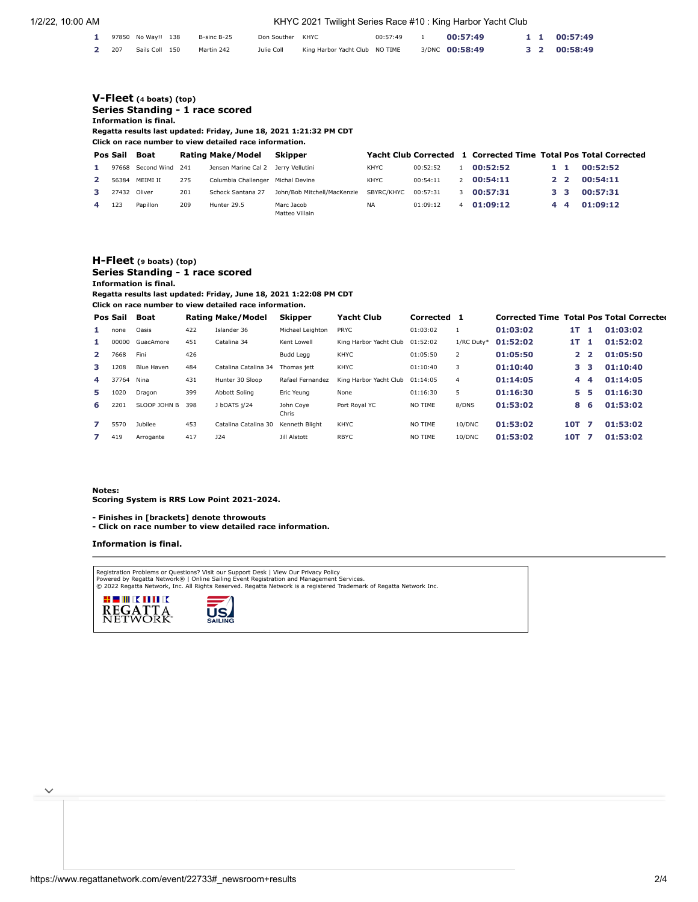| | | | | | | | | | | | | |
|---|---|---|---|---|---|---|---|---|---|---|---|---|
| 1 | 97850 | No Way!! | 138 | B-sinc B-25 | Don Souther | KHYC | 00:57:49 | 1 | **00:57:49** | 1 | 1 | **00:57:49** |
| 2 | 207 | Sails Coll | 150 | Martin 242 | Julie Coll | King Harbor Yacht Club | NO TIME | 3/DNC | **00:58:49** | 3 | 2 | **00:58:49** |

## V-Fleet (4 boats) (top)

**Series Standing - 1 race scored**

**Information is final.**

**Regatta results last updated: Friday, June 18, 2021 1:21:32 PM CDT**

**Click on race number to view detailed race information.**

| Pos | Sail | Boat | Rating | Make/Model | Skipper | Yacht Club | Corrected | 1 | Corrected Time | Total | Pos | Total Corrected |
|---|---|---|---|---|---|---|---|---|---|---|---|---|
| 1 | 97668 | Second Wind | 241 | Jensen Marine Cal 2 | Jerry Vellutini | KHYC | 00:52:52 | 1 | **00:52:52** | 1 | 1 | **00:52:52** |
| 2 | 56384 | MEIMI II | 275 | Columbia Challenger | Michal Devine | KHYC | 00:54:11 | 2 | **00:54:11** | 2 | 2 | **00:54:11** |
| 3 | 27432 | Oliver | 201 | Schock Santana 27 | John/Bob Mitchell/MacKenzie | SBYRC/KHYC | 00:57:31 | 3 | **00:57:31** | 3 | 3 | **00:57:31** |
| 4 | 123 | Papillon | 209 | Hunter 29.5 | Marc Jacob Matteo Villain | NA | 01:09:12 | 4 | **01:09:12** | 4 | 4 | **01:09:12** |

## H-Fleet (9 boats) (top)

**Series Standing - 1 race scored**

**Information is final.**

**Regatta results last updated: Friday, June 18, 2021 1:22:08 PM CDT**

**Click on race number to view detailed race information.**

| Pos | Sail | Boat | Rating | Make/Model | Skipper | Yacht Club | Corrected | 1 | Corrected Time | Total | Pos | Total Corrected |
|---|---|---|---|---|---|---|---|---|---|---|---|---|
| 1 | none | Oasis | 422 | Islander 36 | Michael Leighton | PRYC | 01:03:02 | 1 | **01:03:02** | 1T | 1 | **01:03:02** |
| 1 | 00000 | GuacAmore | 451 | Catalina 34 | Kent Lowell | King Harbor Yacht Club | 01:52:02 | 1/RC Duty* | **01:52:02** | 1T | 1 | **01:52:02** |
| 2 | 7668 | Fini | 426 | | Budd Legg | KHYC | 01:05:50 | 2 | **01:05:50** | 2 | 2 | **01:05:50** |
| 3 | 1208 | Blue Haven | 484 | Catalina Catalina 34 | Thomas jett | KHYC | 01:10:40 | 3 | **01:10:40** | 3 | 3 | **01:10:40** |
| 4 | 37764 | Nina | 431 | Hunter 30 Sloop | Rafael Fernandez | King Harbor Yacht Club | 01:14:05 | 4 | **01:14:05** | 4 | 4 | **01:14:05** |
| 5 | 1020 | Dragon | 399 | Abbott Soling | Eric Yeung | None | 01:16:30 | 5 | **01:16:30** | 5 | 5 | **01:16:30** |
| 6 | 2201 | SLOOP JOHN B | 398 | J bOATS j/24 | John Coye Chris | Port Royal YC | NO TIME | 8/DNS | **01:53:02** | 8 | 6 | **01:53:02** |
| 7 | 5570 | Jubilee | 453 | Catalina Catalina 30 | Kenneth Blight | KHYC | NO TIME | 10/DNC | **01:53:02** | 10T | 7 | **01:53:02** |
| 7 | 419 | Arrogante | 417 | J24 | Jill Alstott | RBYC | NO TIME | 10/DNC | **01:53:02** | 10T | 7 | **01:53:02** |

**Notes:**
**Scoring System is RRS Low Point 2021-2024.**

**- Finishes in [brackets] denote throwouts**
**- Click on race number to view detailed race information.**

**Information is final.**

Registration Problems or Questions? Visit our Support Desk | View Our Privacy Policy
Powered by Regatta Network® | Online Sailing Event Registration and Management Services.
© 2022 Regatta Network, Inc. All Rights Reserved. Regatta Network is a registered Trademark of Regatta Network Inc.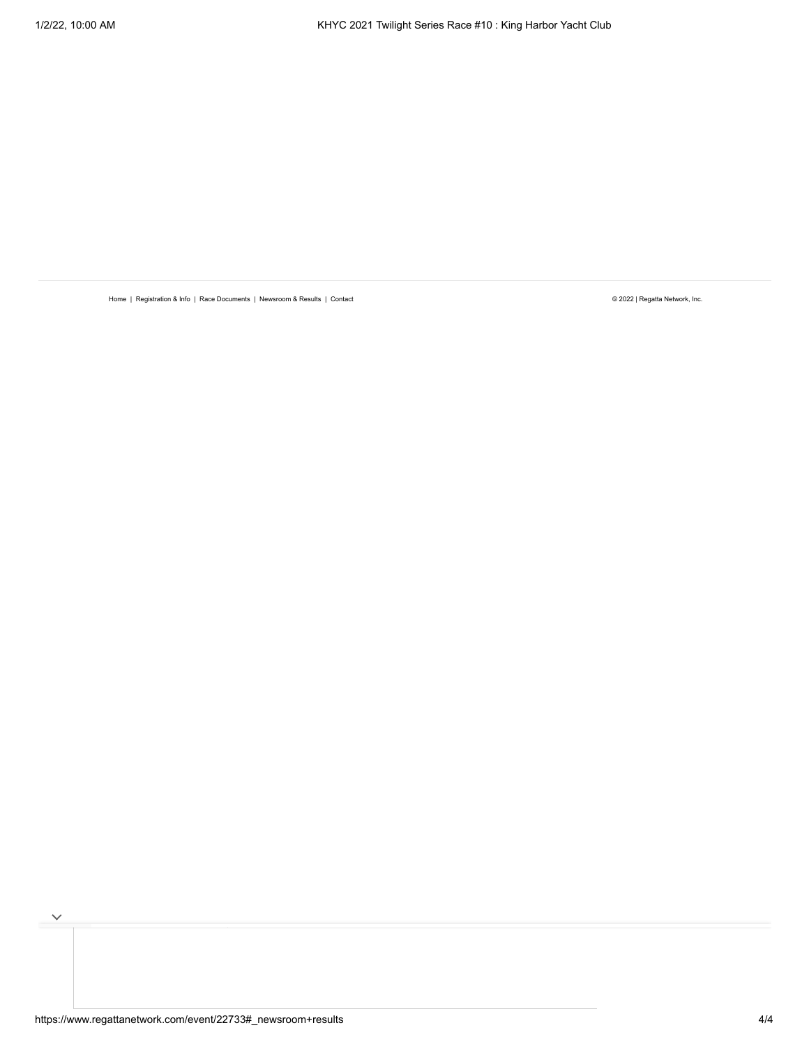Home | Registration & Info | Race Documents | Newsroom & Results | Contact

© 2022 | Regatta Network, Inc.